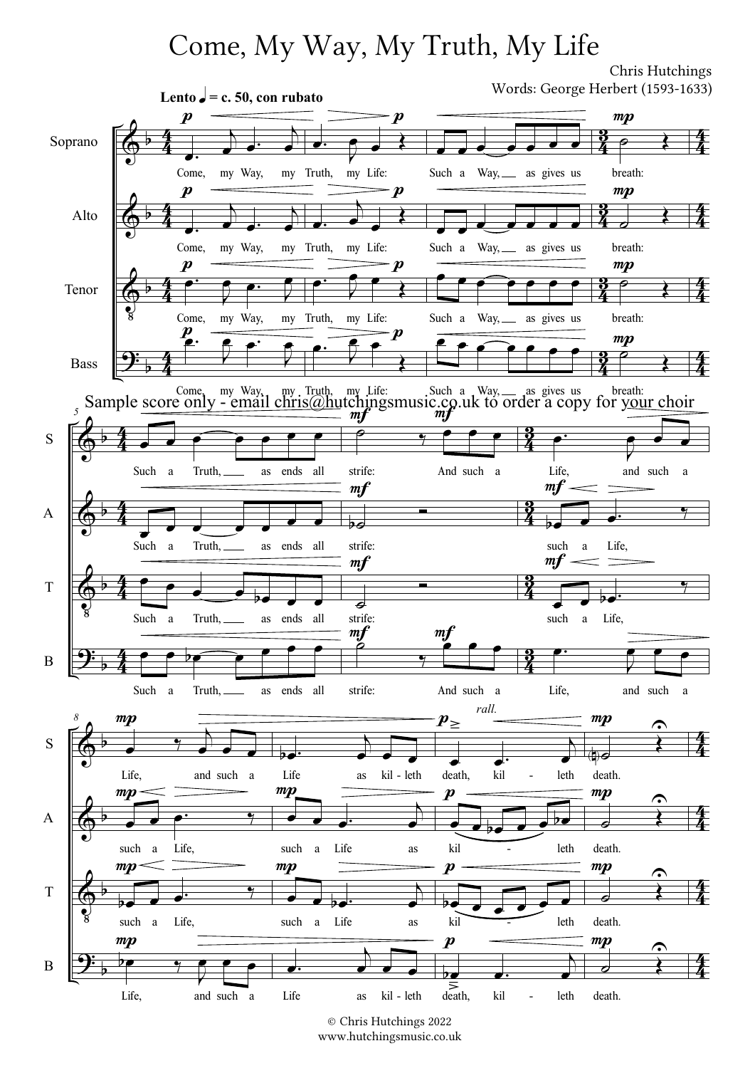# Come, My Way, My Truth, My Life

Chris Hutchings

Words: George Herbert (1593-1633)

Sample score only - email chris@hutchingsmusic.co.uk to order a copy for your choir

© Chris Hutchings 2022

www.hutchingsmusic.co.uk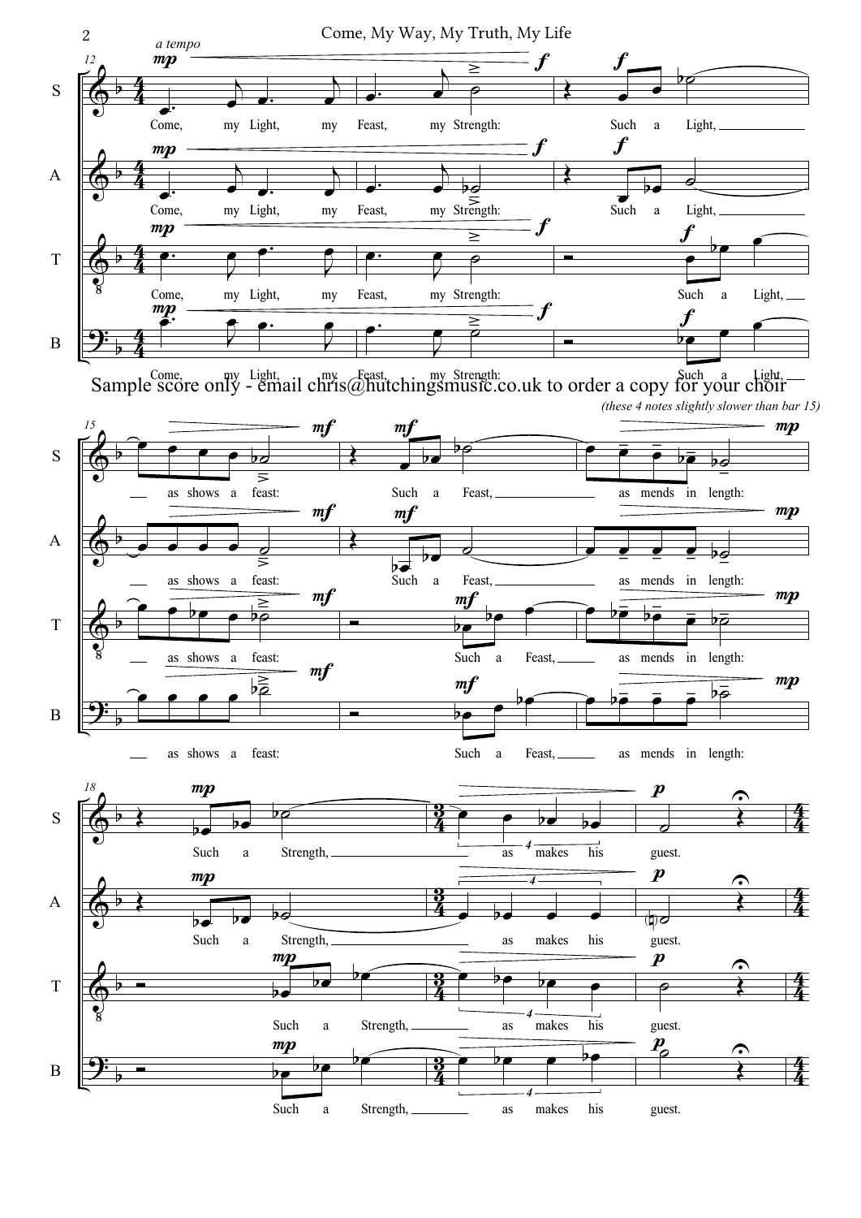Sample score only - email chris@hutchingsmusic.co.uk to order a copy for your choir

*(these 4 notes slightly slower than bar 15)*

Come, my Light, my Feast, my Strength: Such a Light, as shows a feast: Such a Feast, as mends in length: Such a Strength, as makes his guest.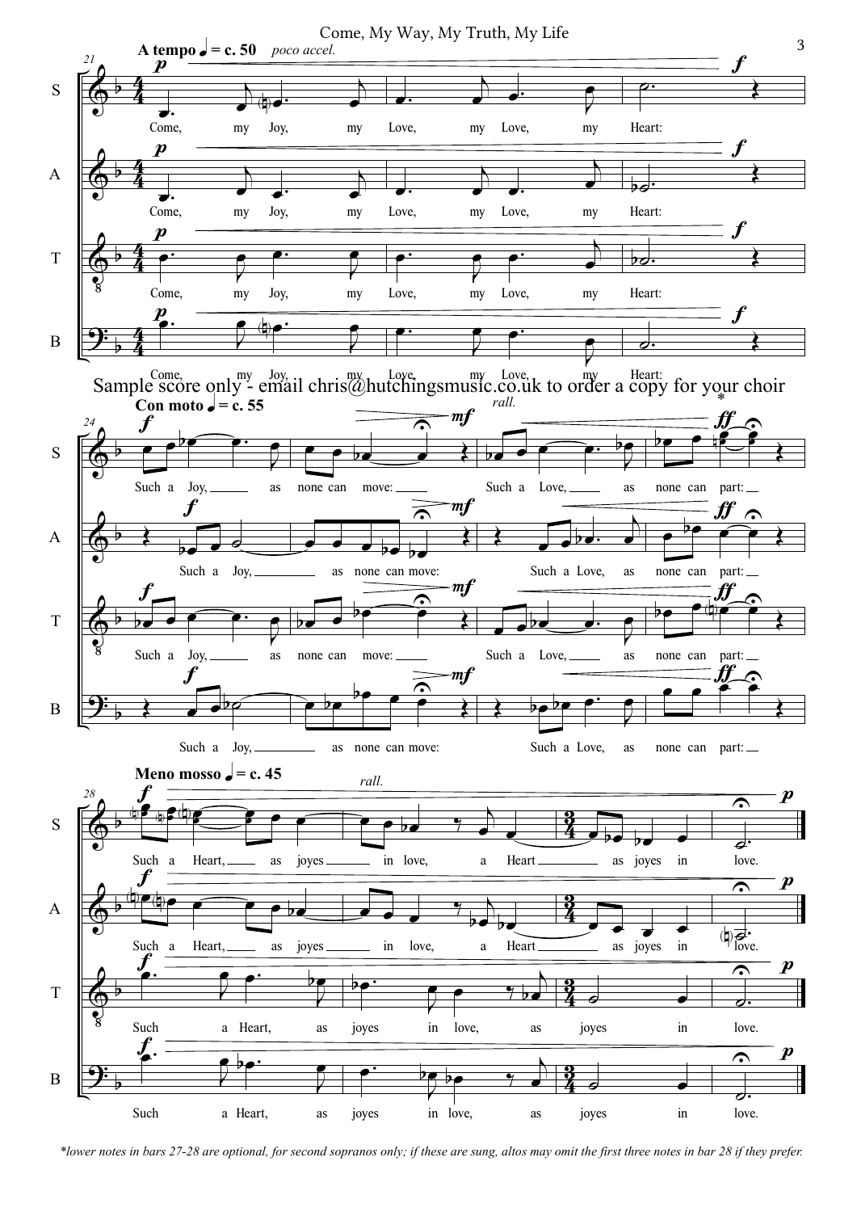Sample score only - email chris@hutchingsmusic.co.uk to order a copy for your choir

*lower notes in bars 27-28 are optional, for second sopranos only; if these are sung, altos may omit the first three notes in bar 28 if they prefer.